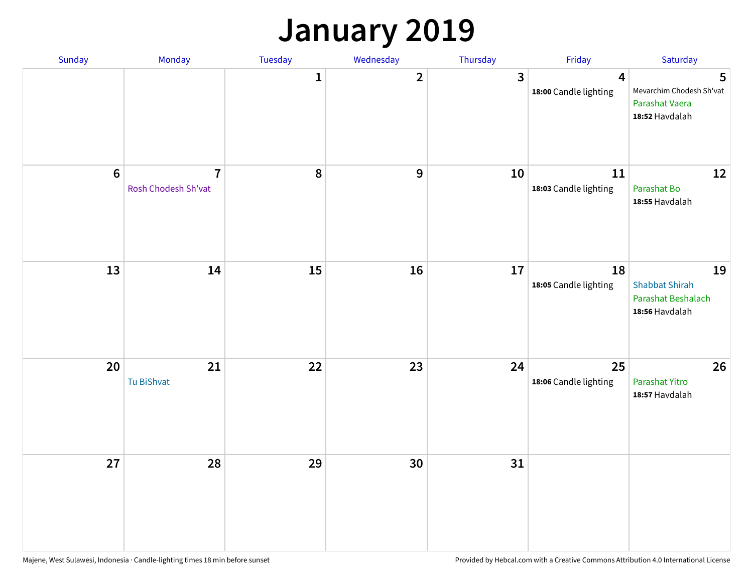# January 2019

| Sunday | Monday | Tuesday | Wednesday | Thursday | Friday | Saturday |
|---|---|---|---|---|---|---|
| | | 1 | 2 | 3 | 4<br>**18:00** Candle lighting | 5<br>Mevarchim Chodesh Sh'vat<br>Parashat Vaera<br>**18:52** Havdalah |
| 6 | 7<br>Rosh Chodesh Sh'vat | 8 | 9 | 10 | 11<br>**18:03** Candle lighting | 12<br>Parashat Bo<br>**18:55** Havdalah |
| 13 | 14 | 15 | 16 | 17 | 18<br>**18:05** Candle lighting | 19<br>Shabbat Shirah<br>Parashat Beshalach<br>**18:56** Havdalah |
| 20 | 21<br>Tu BiShvat | 22 | 23 | 24 | 25<br>**18:06** Candle lighting | 26<br>Parashat Yitro<br>**18:57** Havdalah |
| 27 | 28 | 29 | 30 | 31 | | |

Majene, West Sulawesi, Indonesia · Candle-lighting times 18 min before sunset

Provided by Hebcal.com with a Creative Commons Attribution 4.0 International License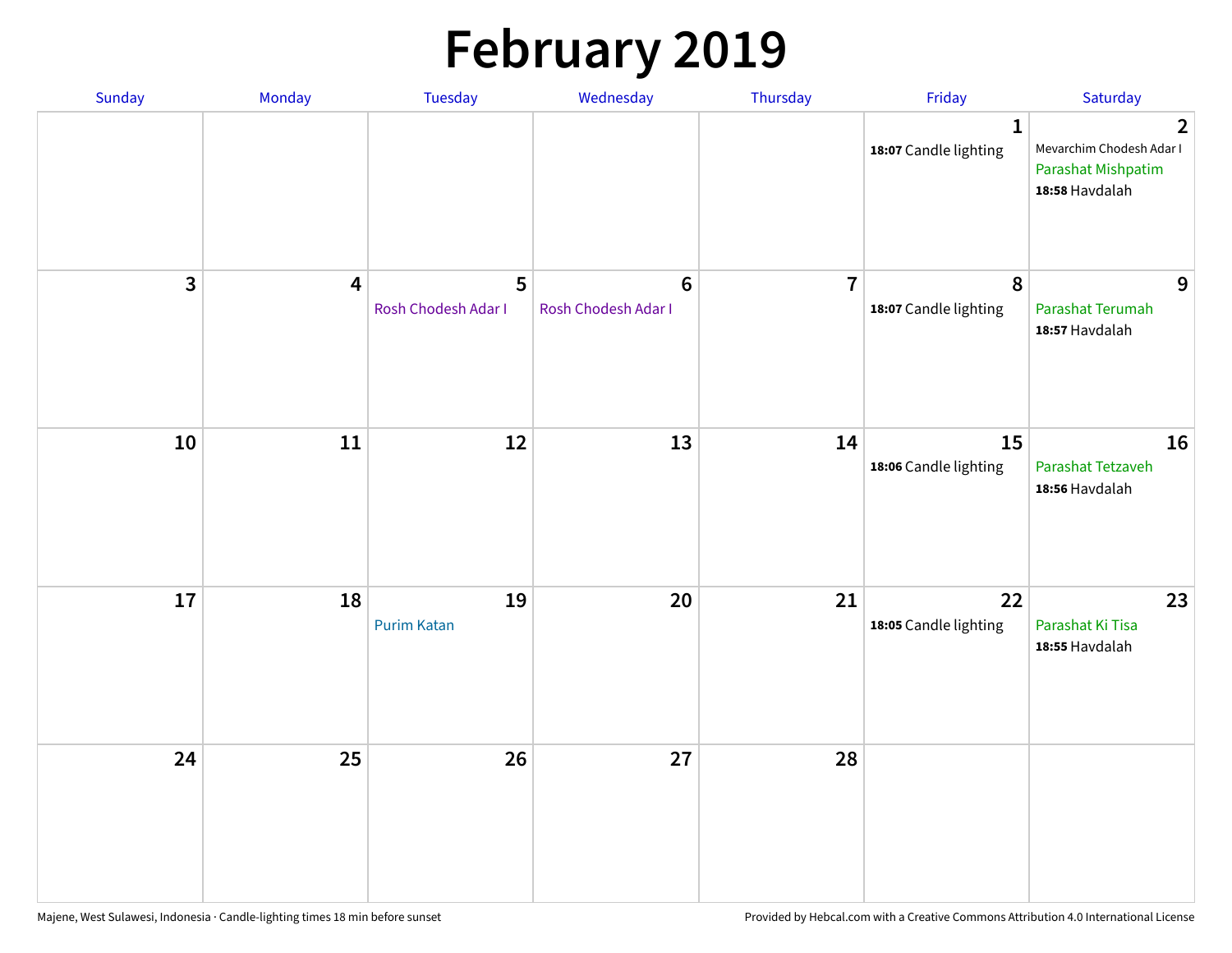# February 2019

| Sunday | Monday | Tuesday | Wednesday | Thursday | Friday | Saturday |
|---|---|---|---|---|---|---|
| | | | | | 1<br>**18:07** Candle lighting | 2<br>Mevarchim Chodesh Adar I<br>Parashat Mishpatim<br>**18:58** Havdalah |
| 3 | 4 | 5<br>Rosh Chodesh Adar I | 6<br>Rosh Chodesh Adar I | 7 | 8<br>**18:07** Candle lighting | 9<br>Parashat Terumah<br>**18:57** Havdalah |
| 10 | 11 | 12 | 13 | 14 | 15<br>**18:06** Candle lighting | 16<br>Parashat Tetzaveh<br>**18:56** Havdalah |
| 17 | 18 | 19<br>Purim Katan | 20 | 21 | 22<br>**18:05** Candle lighting | 23<br>Parashat Ki Tisa<br>**18:55** Havdalah |
| 24 | 25 | 26 | 27 | 28 | | |

Majene, West Sulawesi, Indonesia · Candle-lighting times 18 min before sunset

Provided by Hebcal.com with a Creative Commons Attribution 4.0 International License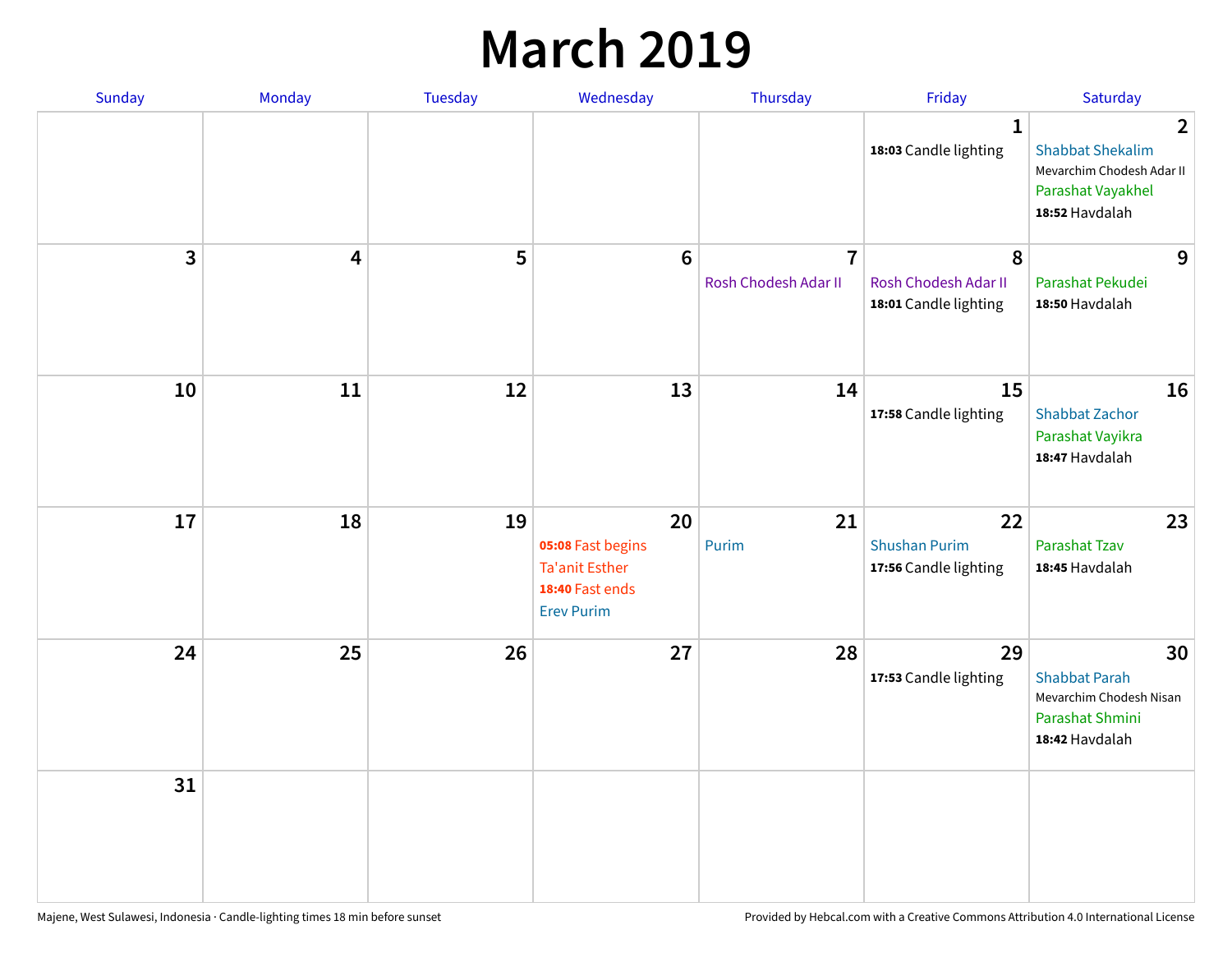# March 2019

| Sunday | Monday | Tuesday | Wednesday | Thursday | Friday | Saturday |
|---|---|---|---|---|---|---|
| | | | | | 1<br>**18:03** Candle lighting | 2<br>Shabbat Shekalim<br>Mevarchim Chodesh Adar II<br>Parashat Vayakhel<br>**18:52** Havdalah |
| 3 | 4 | 5 | 6 | 7<br>Rosh Chodesh Adar II | 8<br>Rosh Chodesh Adar II<br>**18:01** Candle lighting | 9<br>Parashat Pekudei<br>**18:50** Havdalah |
| 10 | 11 | 12 | 13 | 14 | 15<br>**17:58** Candle lighting | 16<br>Shabbat Zachor<br>Parashat Vayikra<br>**18:47** Havdalah |
| 17 | 18 | 19 | 20<br>**05:08** Fast begins<br>Ta'anit Esther<br>**18:40** Fast ends<br>Erev Purim | 21<br>Purim | 22<br>Shushan Purim<br>**17:56** Candle lighting | 23<br>Parashat Tzav<br>**18:45** Havdalah |
| 24 | 25 | 26 | 27 | 28 | 29<br>**17:53** Candle lighting | 30<br>Shabbat Parah<br>Mevarchim Chodesh Nisan<br>Parashat Shmini<br>**18:42** Havdalah |
| 31 | | | | | | |

Majene, West Sulawesi, Indonesia · Candle-lighting times 18 min before sunset

Provided by Hebcal.com with a Creative Commons Attribution 4.0 International License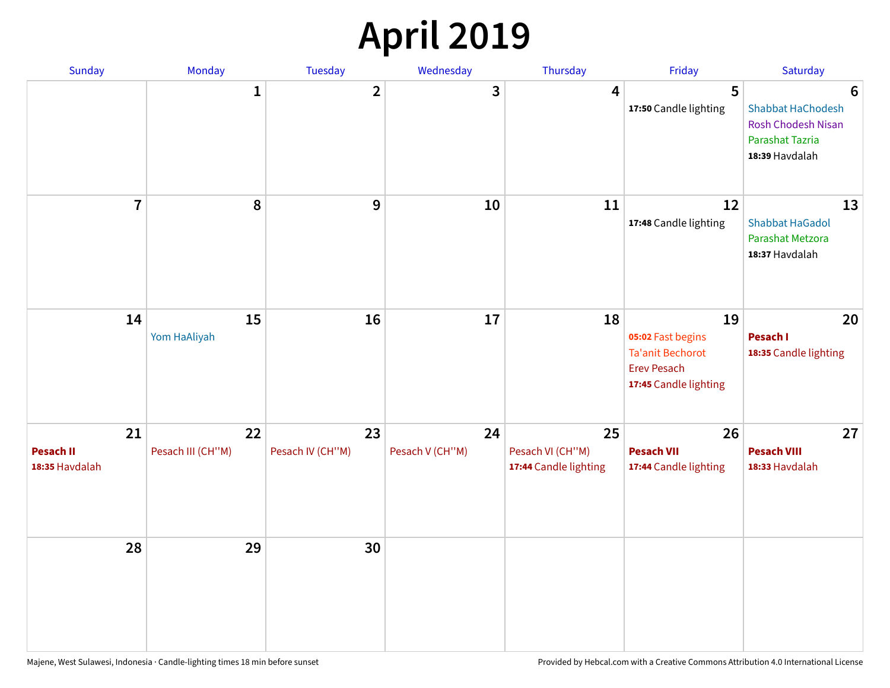# April 2019

| Sunday | Monday | Tuesday | Wednesday | Thursday | Friday | Saturday |
|---|---|---|---|---|---|---|
| | 1 | 2 | 3 | 4 | 5<br>**17:50** Candle lighting | 6<br>Shabbat HaChodesh<br>Rosh Chodesh Nisan<br>Parashat Tazria<br>**18:39** Havdalah |
| 7 | 8 | 9 | 10 | 11 | 12<br>**17:48** Candle lighting | 13<br>Shabbat HaGadol<br>Parashat Metzora<br>**18:37** Havdalah |
| 14 | 15<br>Yom HaAliyah | 16 | 17 | 18 | 19<br>**05:02** Fast begins<br>Ta'anit Bechorot<br>Erev Pesach<br>**17:45** Candle lighting | 20<br>**Pesach I**<br>**18:35** Candle lighting |
| 21<br>**Pesach II**<br>**18:35** Havdalah | 22<br>Pesach III (CH''M) | 23<br>Pesach IV (CH''M) | 24<br>Pesach V (CH''M) | 25<br>Pesach VI (CH''M)<br>**17:44** Candle lighting | 26<br>**Pesach VII**<br>**17:44** Candle lighting | 27<br>**Pesach VIII**<br>**18:33** Havdalah |
| 28 | 29 | 30 | | | | |

Majene, West Sulawesi, Indonesia · Candle-lighting times 18 min before sunset

Provided by Hebcal.com with a Creative Commons Attribution 4.0 International License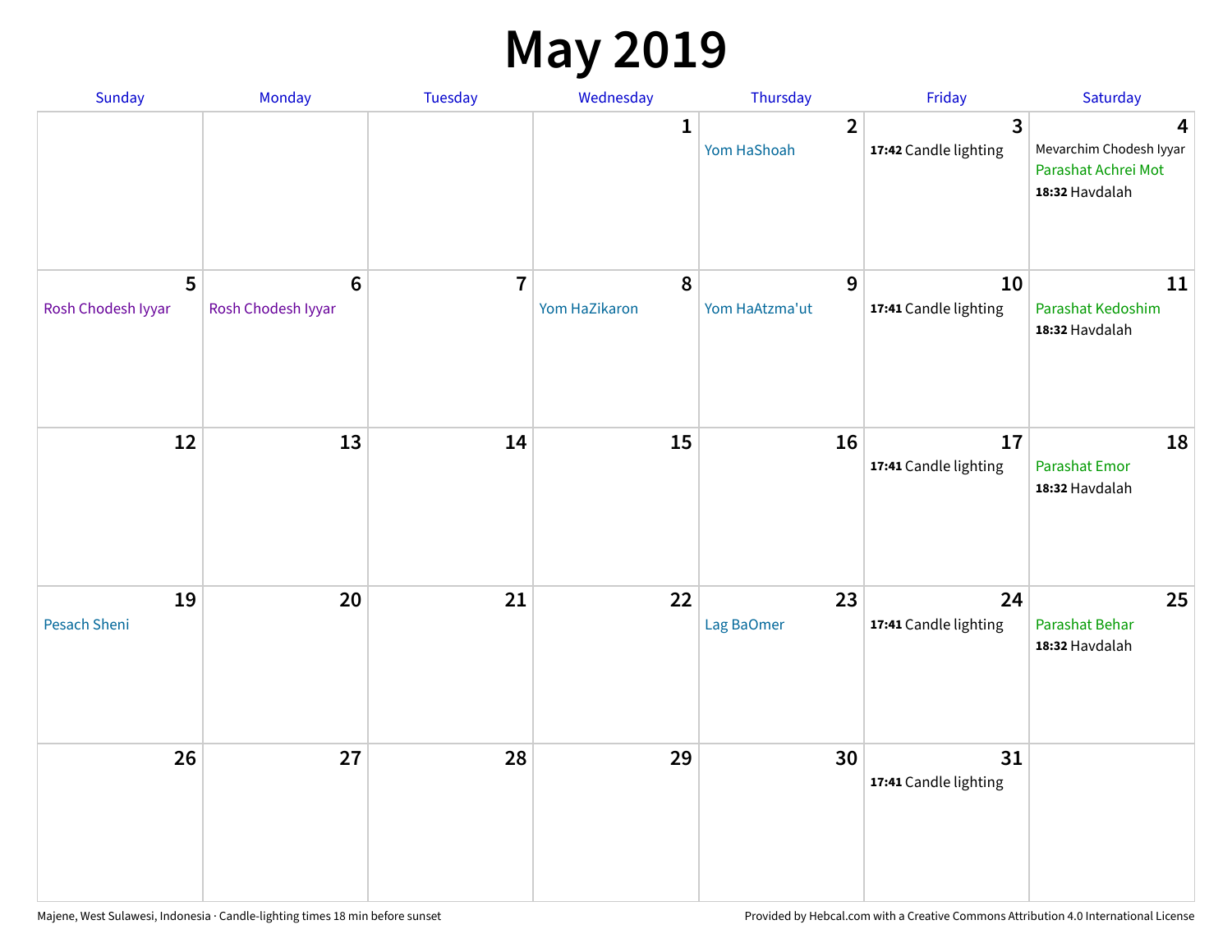# May 2019

| Sunday | Monday | Tuesday | Wednesday | Thursday | Friday | Saturday |
|---|---|---|---|---|---|---|
| | | | 1 | 2<br>Yom HaShoah | 3<br>**17:42** Candle lighting | 4<br>Mevarchim Chodesh Iyyar<br>Parashat Achrei Mot<br>**18:32** Havdalah |
| 5<br>Rosh Chodesh Iyyar | 6<br>Rosh Chodesh Iyyar | 7 | 8<br>Yom HaZikaron | 9<br>Yom HaAtzma'ut | 10<br>**17:41** Candle lighting | 11<br>Parashat Kedoshim<br>**18:32** Havdalah |
| 12 | 13 | 14 | 15 | 16 | 17<br>**17:41** Candle lighting | 18<br>Parashat Emor<br>**18:32** Havdalah |
| 19<br>Pesach Sheni | 20 | 21 | 22 | 23<br>Lag BaOmer | 24<br>**17:41** Candle lighting | 25<br>Parashat Behar<br>**18:32** Havdalah |
| 26 | 27 | 28 | 29 | 30 | 31<br>**17:41** Candle lighting | |

Majene, West Sulawesi, Indonesia · Candle-lighting times 18 min before sunset

Provided by Hebcal.com with a Creative Commons Attribution 4.0 International License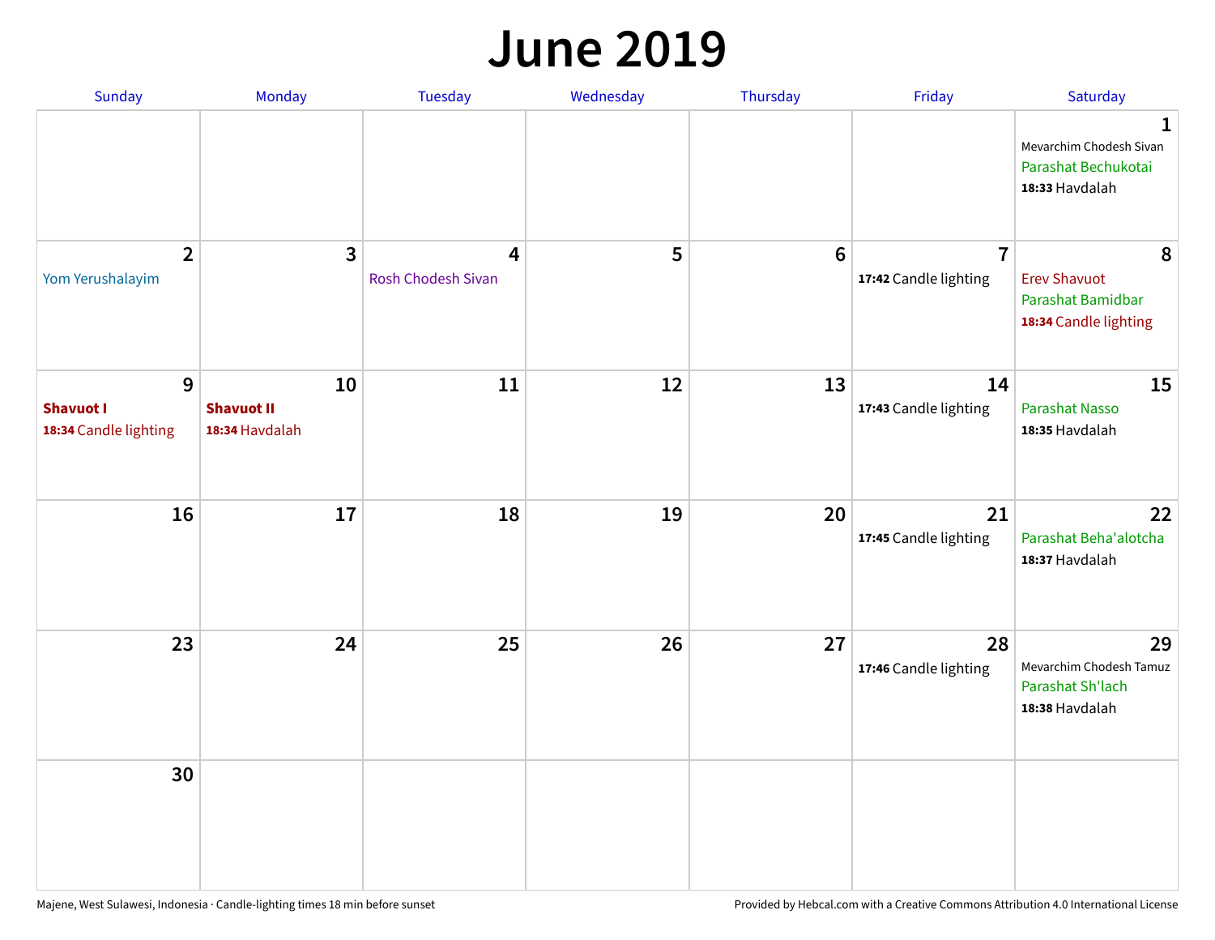# June 2019

| Sunday | Monday | Tuesday | Wednesday | Thursday | Friday | Saturday |
|---|---|---|---|---|---|---|
| | | | | | | **1**<br>Mevarchim Chodesh Sivan<br>Parashat Bechukotai<br>**18:33** Havdalah |
| **2**<br>Yom Yerushalayim | **3** | **4**<br>Rosh Chodesh Sivan | **5** | **6** | **7**<br>**17:42** Candle lighting | **8**<br>Erev Shavuot<br>Parashat Bamidbar<br>**18:34** Candle lighting |
| **9**<br>**Shavuot I**<br>**18:34** Candle lighting | **10**<br>**Shavuot II**<br>**18:34** Havdalah | **11** | **12** | **13** | **14**<br>**17:43** Candle lighting | **15**<br>Parashat Nasso<br>**18:35** Havdalah |
| **16** | **17** | **18** | **19** | **20** | **21**<br>**17:45** Candle lighting | **22**<br>Parashat Beha'alotcha<br>**18:37** Havdalah |
| **23** | **24** | **25** | **26** | **27** | **28**<br>**17:46** Candle lighting | **29**<br>Mevarchim Chodesh Tamuz<br>Parashat Sh'lach<br>**18:38** Havdalah |
| **30** | | | | | | |

Majene, West Sulawesi, Indonesia · Candle-lighting times 18 min before sunset

Provided by Hebcal.com with a Creative Commons Attribution 4.0 International License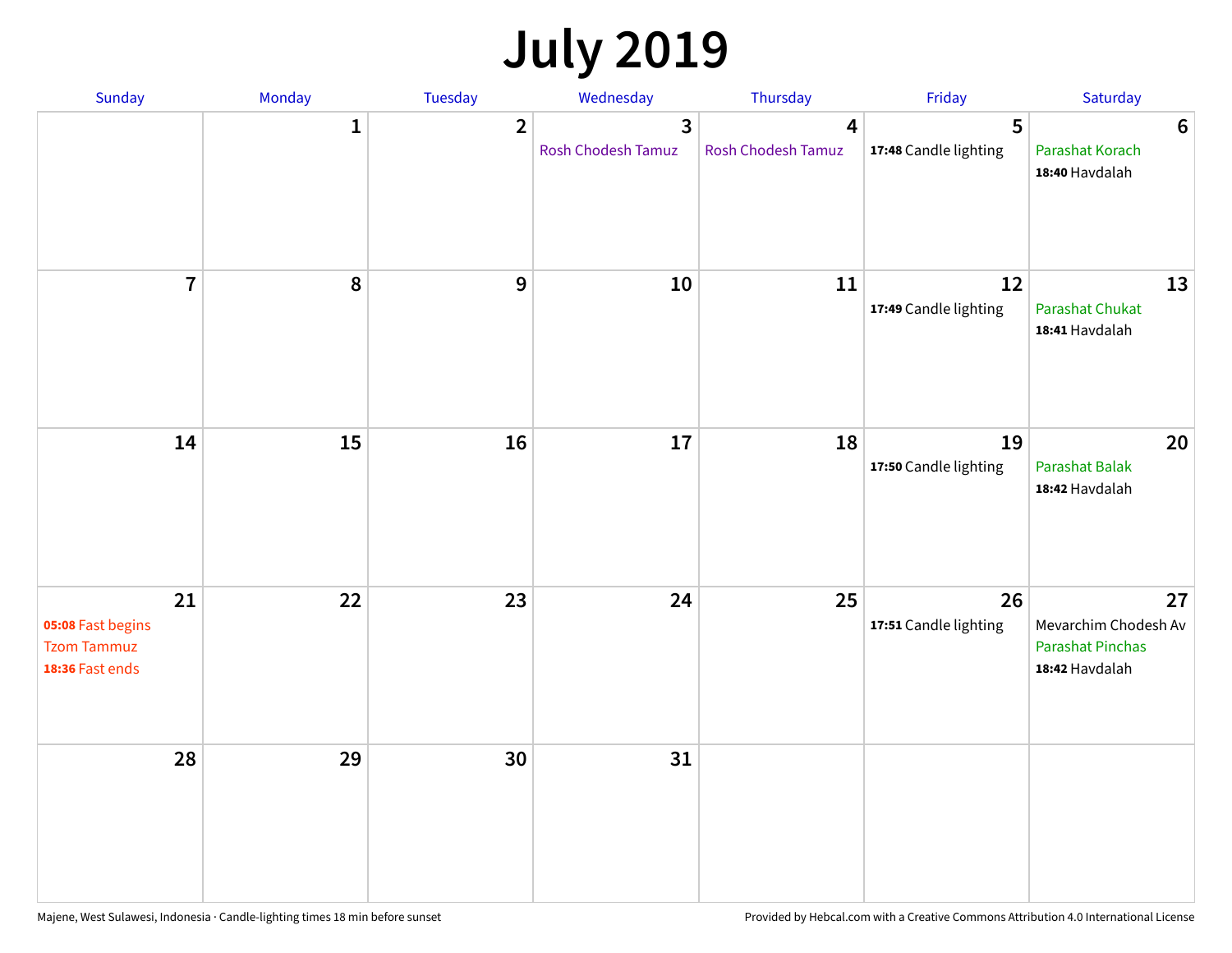# July 2019

| Sunday | Monday | Tuesday | Wednesday | Thursday | Friday | Saturday |
|---|---|---|---|---|---|---|
| | 1 | 2 | 3<br>Rosh Chodesh Tamuz | 4<br>Rosh Chodesh Tamuz | 5<br>**17:48** Candle lighting | 6<br>Parashat Korach<br>**18:40** Havdalah |
| 7 | 8 | 9 | 10 | 11 | 12<br>**17:49** Candle lighting | 13<br>Parashat Chukat<br>**18:41** Havdalah |
| 14 | 15 | 16 | 17 | 18 | 19<br>**17:50** Candle lighting | 20<br>Parashat Balak<br>**18:42** Havdalah |
| 21<br>**05:08** Fast begins<br>Tzom Tammuz<br>**18:36** Fast ends | 22 | 23 | 24 | 25 | 26<br>**17:51** Candle lighting | 27<br>Mevarchim Chodesh Av<br>Parashat Pinchas<br>**18:42** Havdalah |
| 28 | 29 | 30 | 31 | | | |

Majene, West Sulawesi, Indonesia · Candle-lighting times 18 min before sunset

Provided by Hebcal.com with a Creative Commons Attribution 4.0 International License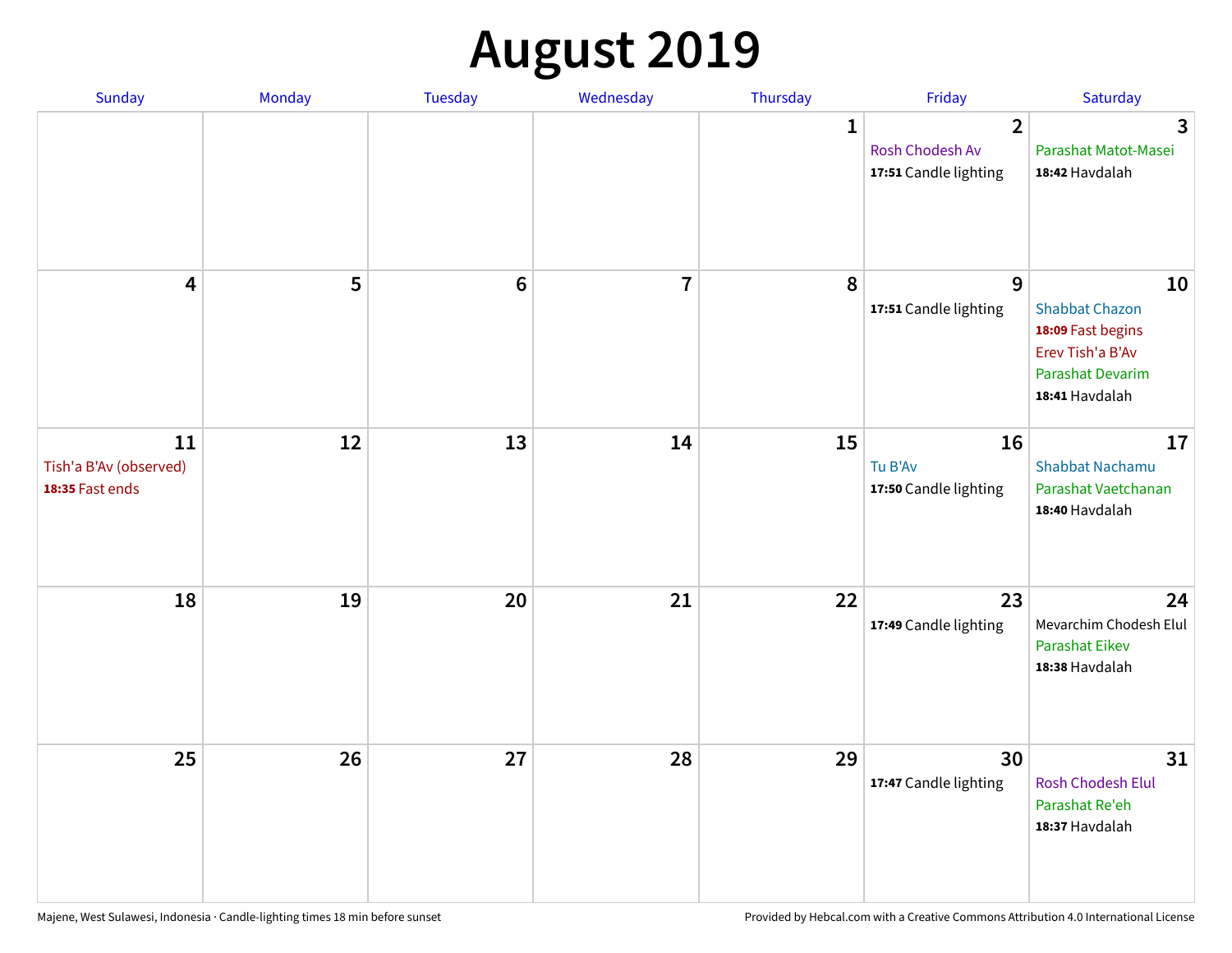# August 2019

| Sunday | Monday | Tuesday | Wednesday | Thursday | Friday | Saturday |
|---|---|---|---|---|---|---|
| | | | | 1 | 2<br>Rosh Chodesh Av<br>**17:51** Candle lighting | 3<br>Parashat Matot-Masei<br>**18:42** Havdalah |
| 4 | 5 | 6 | 7 | 8 | 9<br>**17:51** Candle lighting | 10<br>Shabbat Chazon<br>**18:09** Fast begins<br>Erev Tish'a B'Av<br>Parashat Devarim<br>**18:41** Havdalah |
| 11<br>Tish'a B'Av (observed)<br>**18:35** Fast ends | 12 | 13 | 14 | 15 | 16<br>Tu B'Av<br>**17:50** Candle lighting | 17<br>Shabbat Nachamu<br>Parashat Vaetchanan<br>**18:40** Havdalah |
| 18 | 19 | 20 | 21 | 22 | 23<br>**17:49** Candle lighting | 24<br>Mevarchim Chodesh Elul<br>Parashat Eikev<br>**18:38** Havdalah |
| 25 | 26 | 27 | 28 | 29 | 30<br>**17:47** Candle lighting | 31<br>Rosh Chodesh Elul<br>Parashat Re'eh<br>**18:37** Havdalah |

Majene, West Sulawesi, Indonesia · Candle-lighting times 18 min before sunset

Provided by Hebcal.com with a Creative Commons Attribution 4.0 International License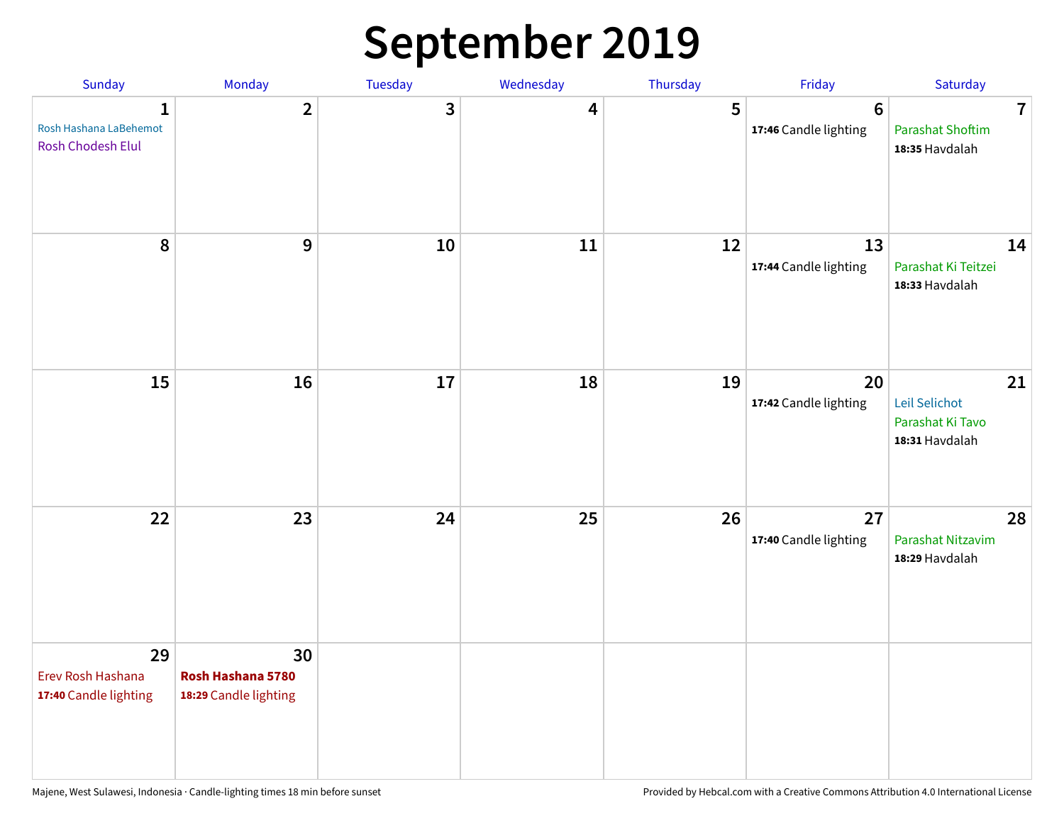# September 2019

| Sunday | Monday | Tuesday | Wednesday | Thursday | Friday | Saturday |
|---|---|---|---|---|---|---|
| **1** Rosh Hashana LaBehemot Rosh Chodesh Elul | **2** | **3** | **4** | **5** | **6** **17:46** Candle lighting | **7** Parashat Shoftim **18:35** Havdalah |
| **8** | **9** | **10** | **11** | **12** | **13** **17:44** Candle lighting | **14** Parashat Ki Teitzei **18:33** Havdalah |
| **15** | **16** | **17** | **18** | **19** | **20** **17:42** Candle lighting | **21** Leil Selichot Parashat Ki Tavo **18:31** Havdalah |
| **22** | **23** | **24** | **25** | **26** | **27** **17:40** Candle lighting | **28** Parashat Nitzavim **18:29** Havdalah |
| **29** Erev Rosh Hashana **17:40** Candle lighting | **30** **Rosh Hashana 5780** **18:29** Candle lighting | | | | | |

Majene, West Sulawesi, Indonesia · Candle-lighting times 18 min before sunset

Provided by Hebcal.com with a Creative Commons Attribution 4.0 International License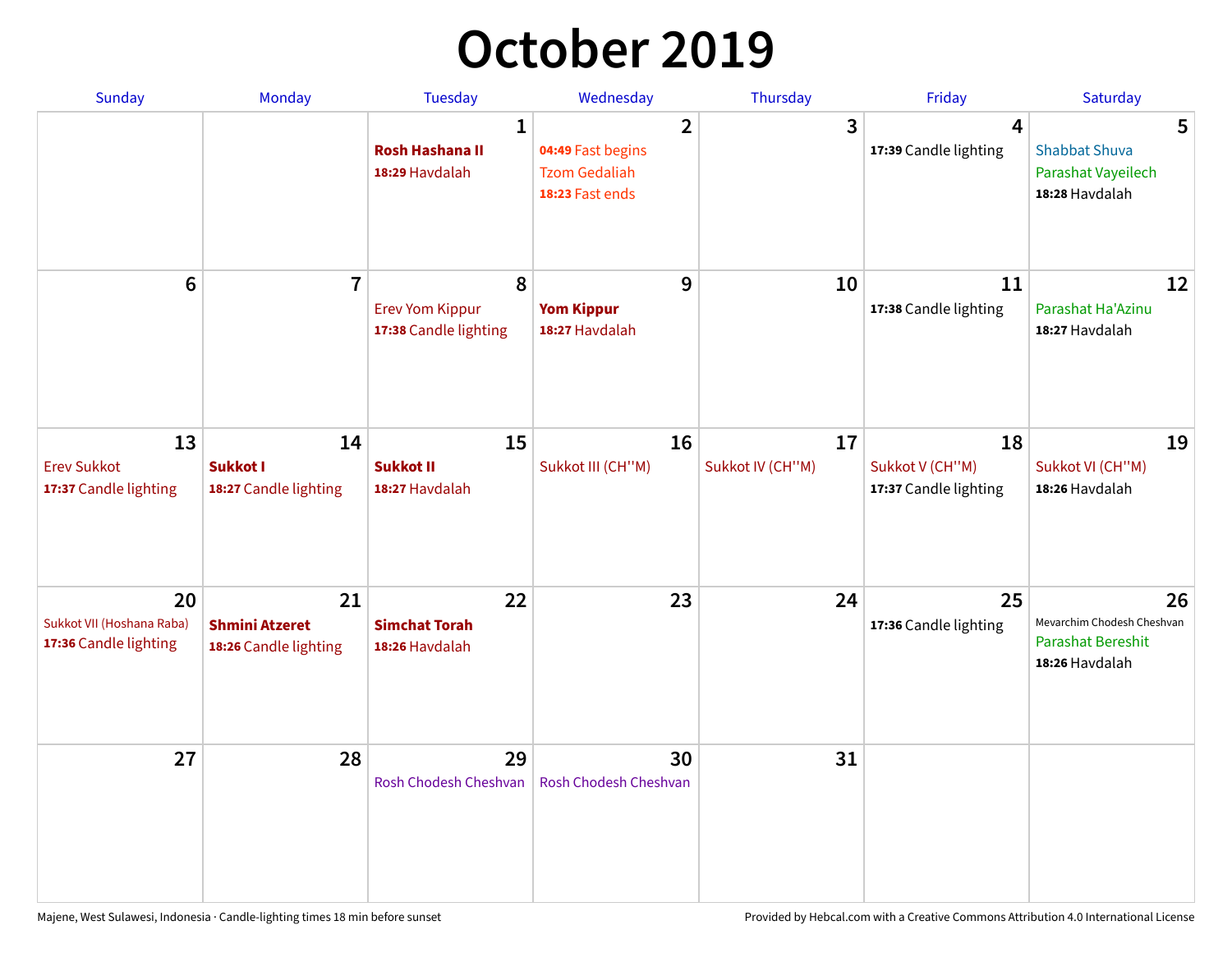# October 2019

| Sunday | Monday | Tuesday | Wednesday | Thursday | Friday | Saturday |
|---|---|---|---|---|---|---|
| | | **1**<br>**Rosh Hashana II**<br>**18:29** Havdalah | **2**<br>**04:49** Fast begins<br>Tzom Gedaliah<br>**18:23** Fast ends | **3** | **4**<br>**17:39** Candle lighting | **5**<br>Shabbat Shuva<br>Parashat Vayeilech<br>**18:28** Havdalah |
| **6** | **7** | **8**<br>Erev Yom Kippur<br>**17:38** Candle lighting | **9**<br>**Yom Kippur**<br>**18:27** Havdalah | **10** | **11**<br>**17:38** Candle lighting | **12**<br>Parashat Ha'Azinu<br>**18:27** Havdalah |
| **13**<br>Erev Sukkot<br>**17:37** Candle lighting | **14**<br>**Sukkot I**<br>**18:27** Candle lighting | **15**<br>**Sukkot II**<br>**18:27** Havdalah | **16**<br>Sukkot III (CH''M) | **17**<br>Sukkot IV (CH''M) | **18**<br>Sukkot V (CH''M)<br>**17:37** Candle lighting | **19**<br>Sukkot VI (CH''M)<br>**18:26** Havdalah |
| **20**<br>Sukkot VII (Hoshana Raba)<br>**17:36** Candle lighting | **21**<br>**Shmini Atzeret**<br>**18:26** Candle lighting | **22**<br>**Simchat Torah**<br>**18:26** Havdalah | **23** | **24** | **25**<br>**17:36** Candle lighting | **26**<br>Mevarchim Chodesh Cheshvan<br>Parashat Bereshit<br>**18:26** Havdalah |
| **27** | **28** | **29**<br>Rosh Chodesh Cheshvan | **30**<br>Rosh Chodesh Cheshvan | **31** | | |

Majene, West Sulawesi, Indonesia · Candle-lighting times 18 min before sunset

Provided by Hebcal.com with a Creative Commons Attribution 4.0 International License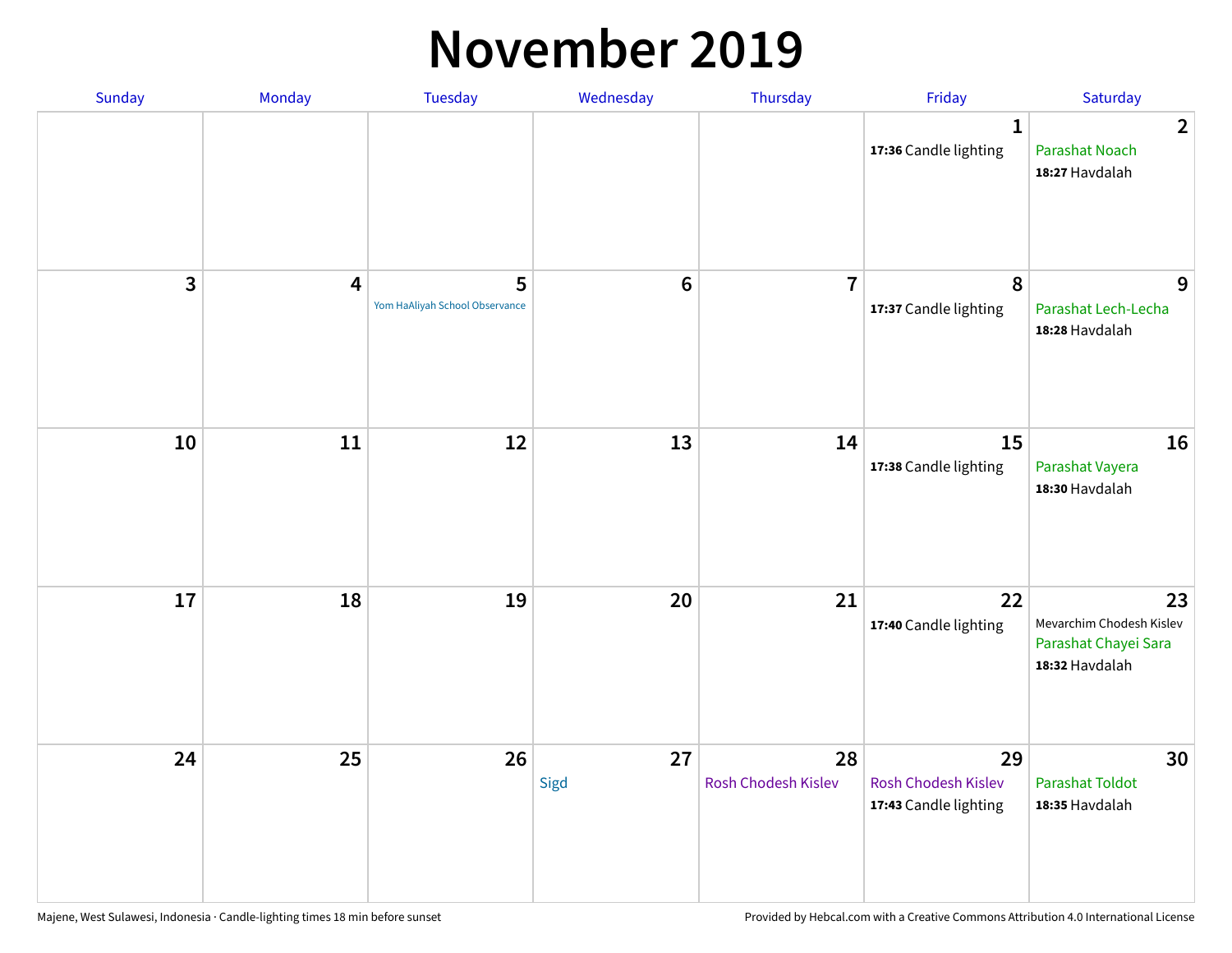# November 2019

| Sunday | Monday | Tuesday | Wednesday | Thursday | Friday | Saturday |
|---|---|---|---|---|---|---|
| | | | | | 1<br>**17:36** Candle lighting | 2<br>Parashat Noach<br>**18:27** Havdalah |
| 3 | 4 | 5<br>Yom HaAliyah School Observance | 6 | 7 | 8<br>**17:37** Candle lighting | 9<br>Parashat Lech-Lecha<br>**18:28** Havdalah |
| 10 | 11 | 12 | 13 | 14 | 15<br>**17:38** Candle lighting | 16<br>Parashat Vayera<br>**18:30** Havdalah |
| 17 | 18 | 19 | 20 | 21 | 22<br>**17:40** Candle lighting | 23<br>Mevarchim Chodesh Kislev<br>Parashat Chayei Sara<br>**18:32** Havdalah |
| 24 | 25 | 26 | 27<br>Sigd | 28<br>Rosh Chodesh Kislev | 29<br>Rosh Chodesh Kislev<br>**17:43** Candle lighting | 30<br>Parashat Toldot<br>**18:35** Havdalah |

Majene, West Sulawesi, Indonesia · Candle-lighting times 18 min before sunset

Provided by Hebcal.com with a Creative Commons Attribution 4.0 International License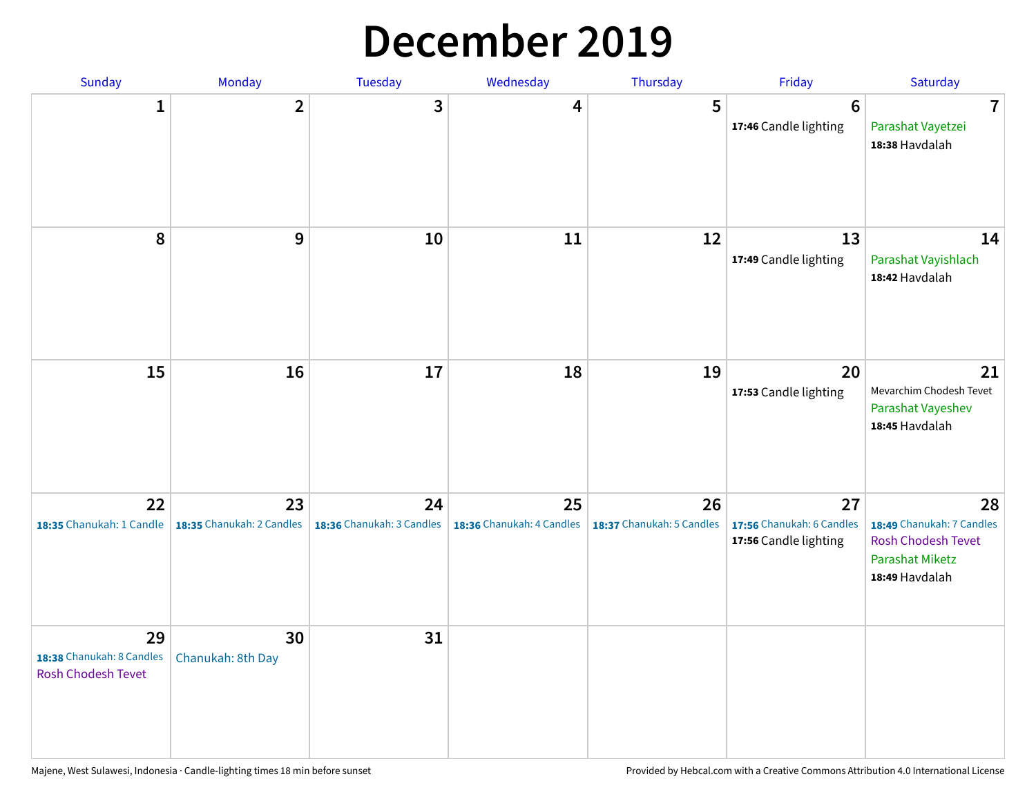# December 2019

| Sunday | Monday | Tuesday | Wednesday | Thursday | Friday | Saturday |
|---|---|---|---|---|---|---|
| 1 | 2 | 3 | 4 | 5 | 6<br>**17:46** Candle lighting | 7<br>Parashat Vayetzei<br>**18:38** Havdalah |
| 8 | 9 | 10 | 11 | 12 | 13<br>**17:49** Candle lighting | 14<br>Parashat Vayishlach<br>**18:42** Havdalah |
| 15 | 16 | 17 | 18 | 19 | 20<br>**17:53** Candle lighting | 21<br>Mevarchim Chodesh Tevet<br>Parashat Vayeshev<br>**18:45** Havdalah |
| 22<br>**18:35** Chanukah: 1 Candle | 23<br>**18:35** Chanukah: 2 Candles | 24<br>**18:36** Chanukah: 3 Candles | 25<br>**18:36** Chanukah: 4 Candles | 26<br>**18:37** Chanukah: 5 Candles | 27<br>**17:56** Chanukah: 6 Candles<br>**17:56** Candle lighting | 28<br>**18:49** Chanukah: 7 Candles<br>Rosh Chodesh Tevet<br>Parashat Miketz<br>**18:49** Havdalah |
| 29<br>**18:38** Chanukah: 8 Candles<br>Rosh Chodesh Tevet | 30<br>Chanukah: 8th Day | 31 | | | | |

Majene, West Sulawesi, Indonesia · Candle-lighting times 18 min before sunset

Provided by Hebcal.com with a Creative Commons Attribution 4.0 International License